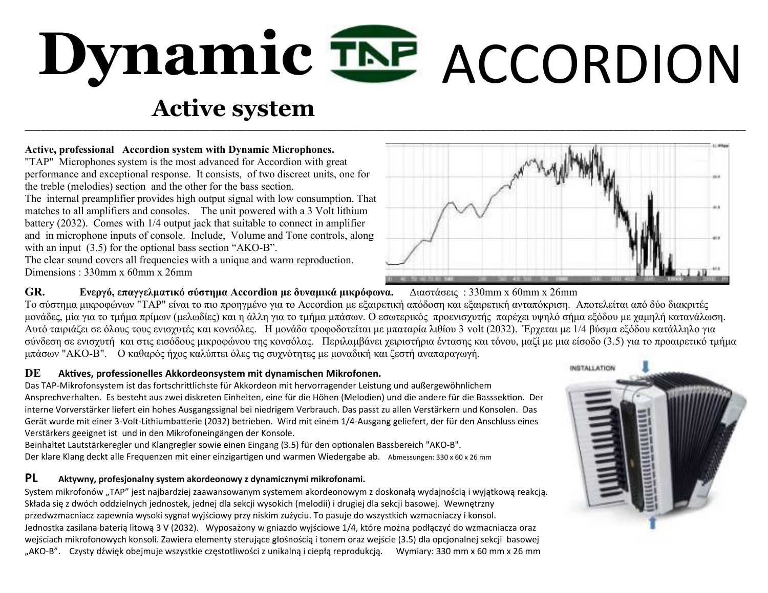# Dynamic TAP ACCORDION

## Active system

**Active, professional Accordion system with Dynamic Microphones.**
"TAP" Microphones system is the most advanced for Accordion with great performance and exceptional response. It consists, of two discreet units, one for the treble (melodies) section and the other for the bass section.
The internal preamplifier provides high output signal with low consumption. That matches to all amplifiers and consoles. The unit powered with a 3 Volt lithium battery (2032). Comes with 1/4 output jack that suitable to connect in amplifier and in microphone inputs of console. Include, Volume and Tone controls, along with an input (3.5) for the optional bass section "AKO-B".
The clear sound covers all frequencies with a unique and warm reproduction.
Dimensions : 330mm x 60mm x 26mm

**GR. Ενεργό, επαγγελματικό σύστημα Accordion με δυναμικά μικρόφωνα.** Διαστάσεις : 330mm x 60mm x 26mm
Το σύστημα μικροφώνων "TAP" είναι το πιο προηγμένο για το Accordion με εξαιρετική απόδοση και εξαιρετική ανταπόκριση. Αποτελείται από δύο διακριτές μονάδες, μία για το τμήμα πρίμων (μελωδίες) και η άλλη για το τμήμα μπάσων. Ο εσωτερικός προενισχυτής παρέχει υψηλό σήμα εξόδου με χαμηλή κατανάλωση. Αυτό ταιριάζει σε όλους τους ενισχυτές και κονσόλες. Η μονάδα τροφοδοτείται με μπαταρία λιθίου 3 volt (2032). Έρχεται με 1/4 βύσμα εξόδου κατάλληλο για σύνδεση σε ενισχυτή και στις εισόδους μικροφώνου της κονσόλας. Περιλαμβάνει χειριστήρια έντασης και τόνου, μαζί με μια είσοδο (3.5) για το προαιρετικό τμήμα μπάσων "AKO-B". Ο καθαρός ήχος καλύπτει όλες τις συχνότητες με μοναδική και ζεστή αναπαραγωγή.

**DE Aktives, professionelles Akkordeonsystem mit dynamischen Mikrofonen.**
Das TAP-Mikrofonsystem ist das fortschrittlichste für Akkordeon mit hervorragender Leistung und außergewöhnlichem Ansprechverhalten. Es besteht aus zwei diskreten Einheiten, eine für die Höhen (Melodien) und die andere für die Basssektion. Der interne Vorverstärker liefert ein hohes Ausgangssignal bei niedrigem Verbrauch. Das passt zu allen Verstärkern und Konsolen. Das Gerät wurde mit einer 3-Volt-Lithiumbatterie (2032) betrieben. Wird mit einem 1/4-Ausgang geliefert, der für den Anschluss eines Verstärkers geeignet ist und in den Mikrofoneingängen der Konsole.
Beinhaltet Lautstärkeregler und Klangregler sowie einen Eingang (3.5) für den optionalen Bassbereich "AKO-B".
Der klare Klang deckt alle Frequenzen mit einer einzigartigen und warmen Wiedergabe ab. Abmessungen: 330 x 60 x 26 mm

INSTALLATION

**PL Aktywny, profesjonalny system akordeonowy z dynamicznymi mikrofonami.**
System mikrofonów „TAP" jest najbardziej zaawansowanym systemem akordeonowym z doskonałą wydajnością i wyjątkową reakcją. Składa się z dwóch oddzielnych jednostek, jednej dla sekcji wysokich (melodii) i drugiej dla sekcji basowej. Wewnętrzny przedwzmacniacz zapewnia wysoki sygnał wyjściowy przy niskim zużyciu. To pasuje do wszystkich wzmacniaczy i konsol. Jednostka zasilana baterią litową 3 V (2032). Wyposażony w gniazdo wyjściowe 1/4, które można podłączyć do wzmacniacza oraz wejściach mikrofonowych konsoli. Zawiera elementy sterujące głośnością i tonem oraz wejście (3.5) dla opcjonalnej sekcji basowej „AKO-B". Czysty dźwięk obejmuje wszystkie częstotliwości z unikalną i ciepłą reprodukcją. Wymiary: 330 mm x 60 mm x 26 mm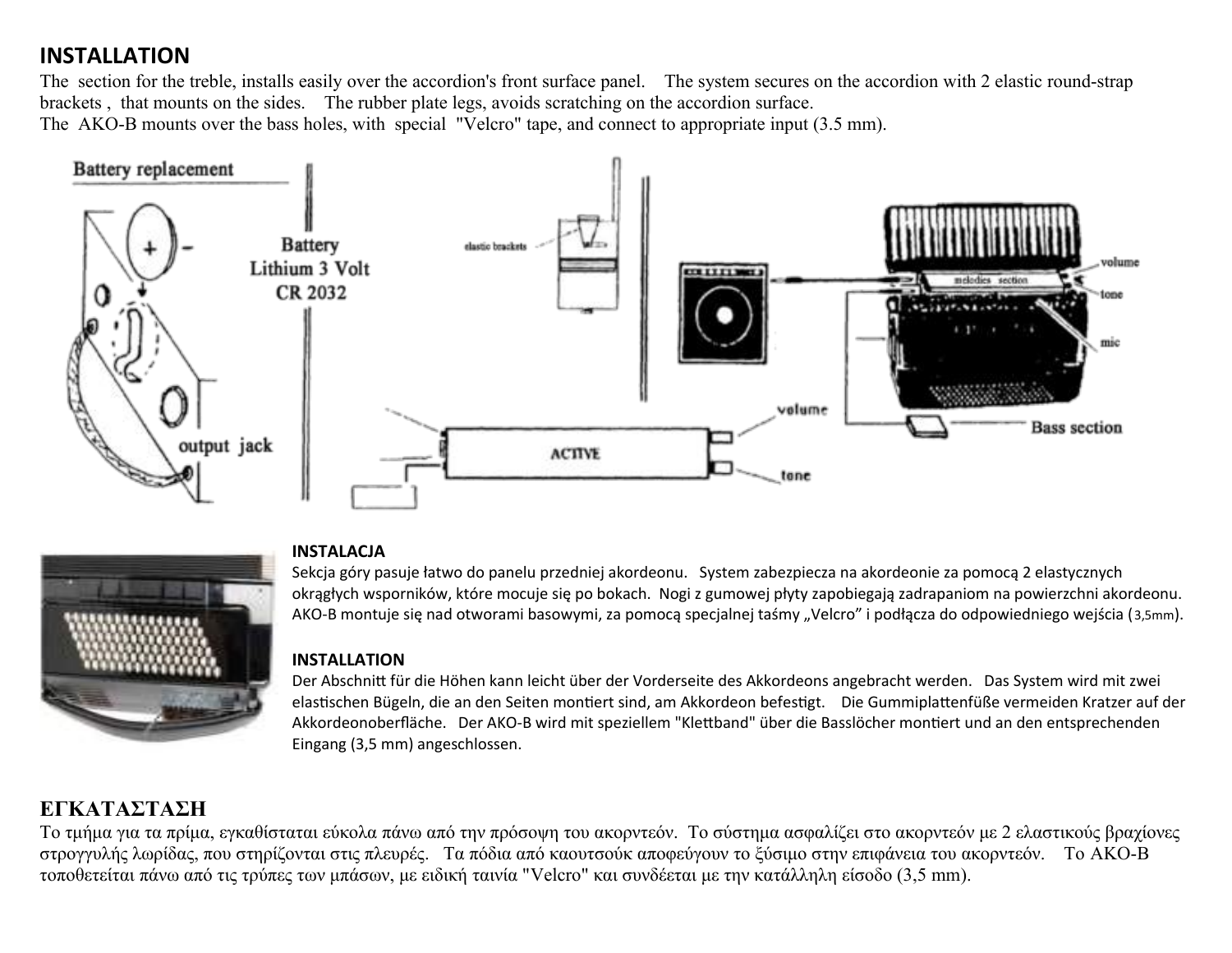## INSTALLATION

The section for the treble, installs easily over the accordion's front surface panel. The system secures on the accordion with 2 elastic round-strap brackets , that mounts on the sides. The rubber plate legs, avoids scratching on the accordion surface.
The AKO-B mounts over the bass holes, with special "Velcro" tape, and connect to appropriate input (3.5 mm).

Battery replacement

Battery
Lithium 3 Volt
CR 2032

output jack

elastic brackets

volume

tone

mic

melodies section

ACTIVE

volume

tone

Bass section

## INSTALACJA

Sekcja góry pasuje łatwo do panelu przedniej akordeonu. System zabezpiecza na akordeonie za pomocą 2 elastycznych okrągłych wsporników, które mocuje się po bokach. Nogi z gumowej płyty zapobiegają zadrapaniom na powierzchni akordeonu. AKO-B montuje się nad otworami basowymi, za pomocą specjalnej taśmy „Velcro" i podłącza do odpowiedniego wejścia (3,5mm).

## INSTALLATION

Der Abschnitt für die Höhen kann leicht über der Vorderseite des Akkordeons angebracht werden. Das System wird mit zwei elastischen Bügeln, die an den Seiten montiert sind, am Akkordeon befestigt. Die Gummiplattenfüße vermeiden Kratzer auf der Akkordeonoberfläche. Der AKO-B wird mit speziellem "Klettband" über die Basslöcher montiert und an den entsprechenden Eingang (3,5 mm) angeschlossen.

## ΕΓΚΑΤΑΣΤΑΣΗ

Το τμήμα για τα πρίμα, εγκαθίσταται εύκολα πάνω από την πρόσοψη του ακορντεόν. Το σύστημα ασφαλίζει στο ακορντεόν με 2 ελαστικούς βραχίονες στρογγυλής λωρίδας, που στηρίζονται στις πλευρές. Τα πόδια από καουτσούκ αποφεύγουν το ξύσιμο στην επιφάνεια του ακορντεόν. Το AKO-B τοποθετείται πάνω από τις τρύπες των μπάσων, με ειδική ταινία "Velcro" και συνδέεται με την κατάλληλη είσοδο (3,5 mm).